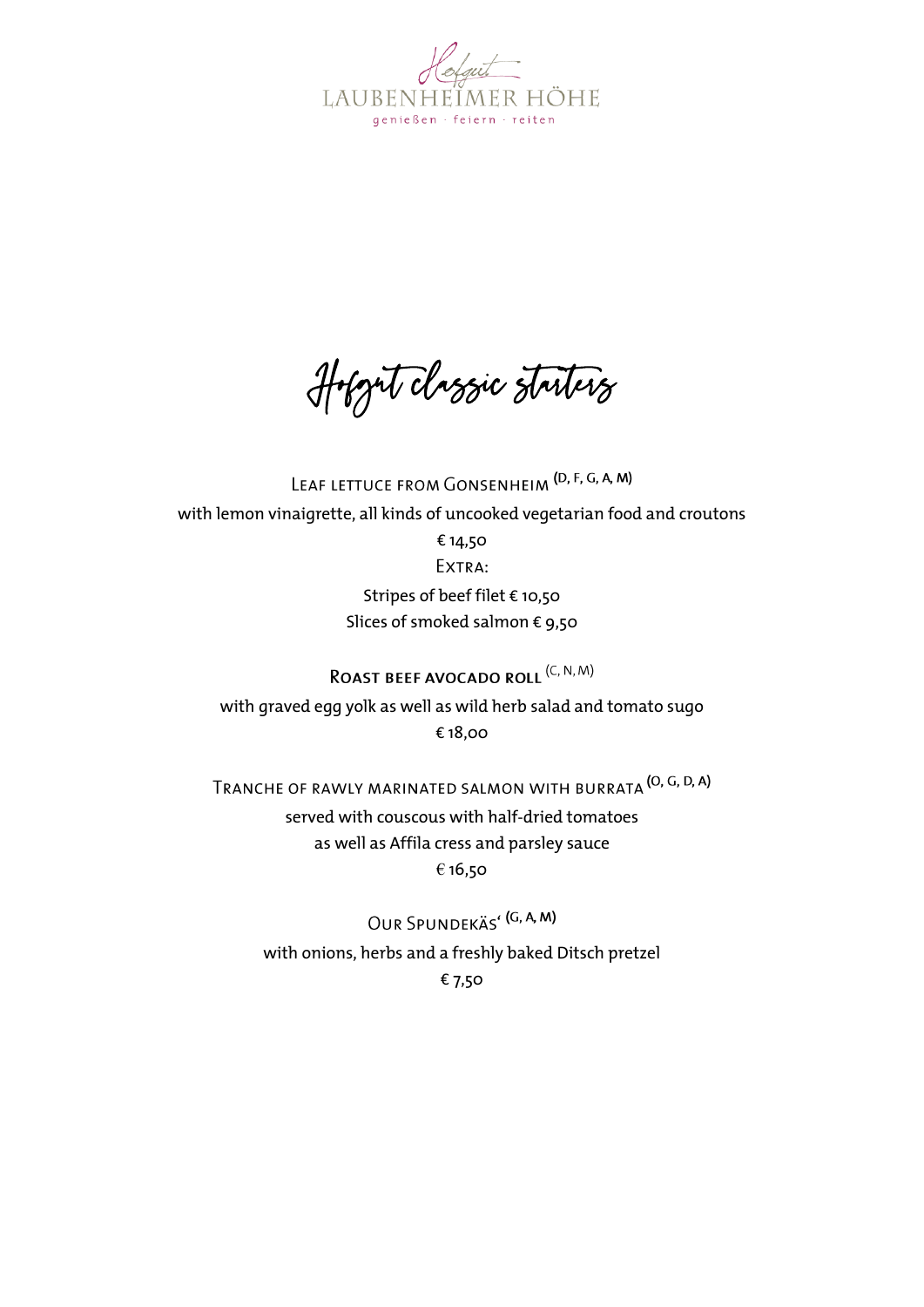# Hofgut LAUBENHEIMER HÖHE

genießen · feiern · reiten

## Hofgut classic starters

**Leaf lettuce from Gonsenheim** (D, F, G, A, M)

with lemon vinaigrette, all kinds of uncooked vegetarian food and croutons

€ 14,50

Extra:

Stripes of beef filet € 10,50

Slices of smoked salmon € 9,50

**Roast beef avocado roll** (C, N, M)

with graved egg yolk as well as wild herb salad and tomato sugo

€ 18,00

**Tranche of rawly marinated salmon with burrata** (O, G, D, A)

served with couscous with half-dried tomatoes

as well as Affila cress and parsley sauce

€ 16,50

**Our Spundekäs'** (G, A, M)

with onions, herbs and a freshly baked Ditsch pretzel

€ 7,50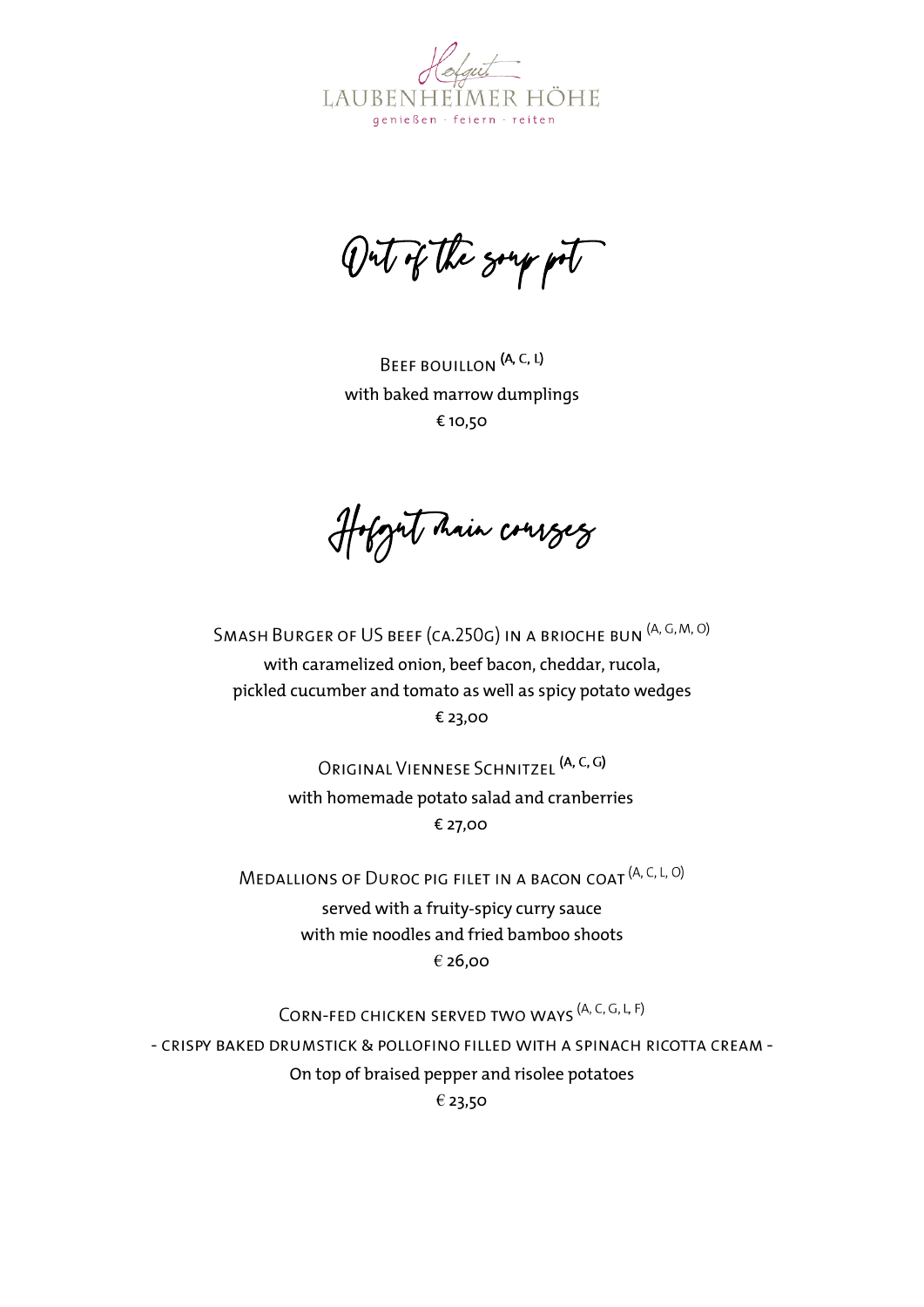Hofgut
LAUBENHEIMER HÖHE
genießen · feiern · reiten

# Out of the soup pot

**Beef bouillon** (A, C, L)
with baked marrow dumplings
€ 10,50

# Hofgut main courses

**Smash Burger of US beef (ca.250g) in a brioche bun** (A, G, M, O)
with caramelized onion, beef bacon, cheddar, rucola,
pickled cucumber and tomato as well as spicy potato wedges
€ 23,00

**Original Viennese Schnitzel** (A, C, G)
with homemade potato salad and cranberries
€ 27,00

**Medallions of Duroc pig filet in a bacon coat** (A, C, L, O)
served with a fruity-spicy curry sauce
with mie noodles and fried bamboo shoots
€ 26,00

**Corn-fed chicken served two ways** (A, C, G, L, F)
- crispy baked drumstick & pollofino filled with a spinach ricotta cream -
On top of braised pepper and risolee potatoes
€ 23,50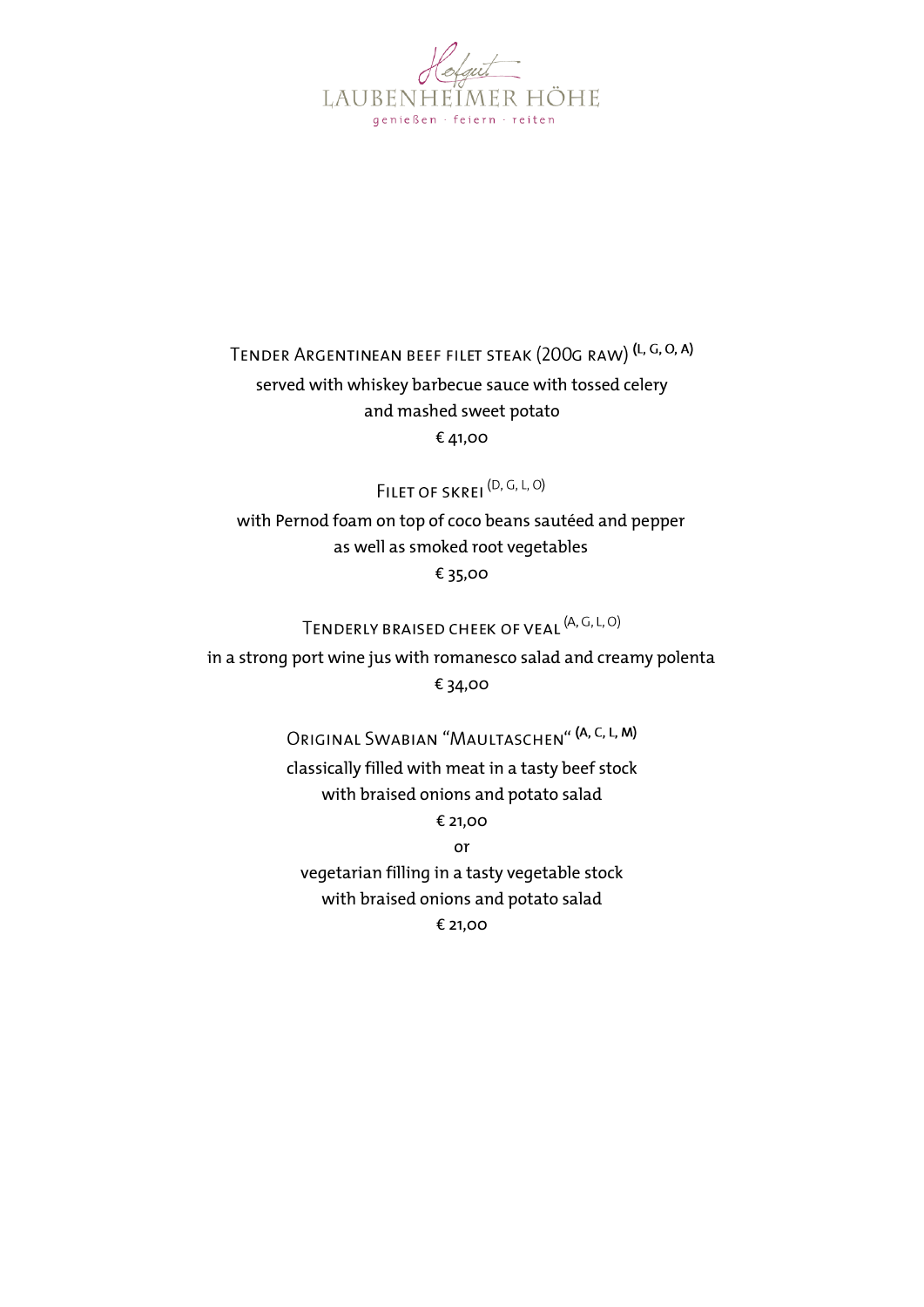Hofgut

LAUBENHEIMER HÖHE

genießen · feiern · reiten

**Tender Argentinean beef filet steak (200g raw) (L, G, O, A)**

served with whiskey barbecue sauce with tossed celery
and mashed sweet potato

€ 41,00

**Filet of skrei (D, G, L, O)**

with Pernod foam on top of coco beans sautéed and pepper
as well as smoked root vegetables

€ 35,00

**Tenderly braised cheek of veal (A, G, L, O)**

in a strong port wine jus with romanesco salad and creamy polenta

€ 34,00

**Original Swabian "Maultaschen" (A, C, L, M)**

classically filled with meat in a tasty beef stock
with braised onions and potato salad

€ 21,00

or

vegetarian filling in a tasty vegetable stock
with braised onions and potato salad

€ 21,00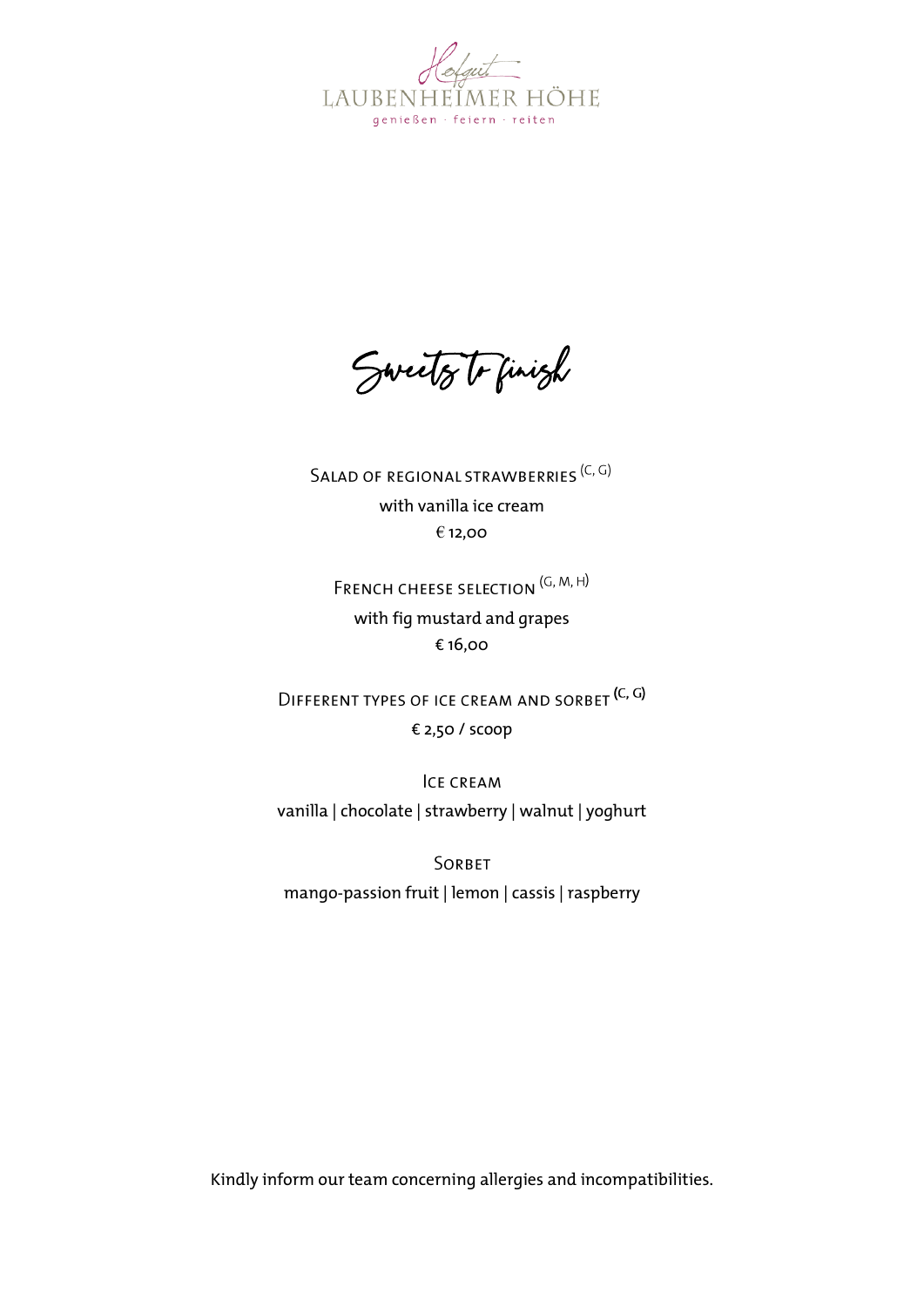Hofgut

LAUBENHEIMER HÖHE

genießen · feiern · reiten

# Sweets to finish

**Salad of regional strawberries** (C, G)

with vanilla ice cream

€ 12,00

**French cheese selection** (G, M, H)

with fig mustard and grapes

€ 16,00

**Different types of ice cream and sorbet** (C, G)

€ 2,50 / scoop

**Ice cream**

vanilla | chocolate | strawberry | walnut | yoghurt

**Sorbet**

mango-passion fruit | lemon | cassis | raspberry

Kindly inform our team concerning allergies and incompatibilities.